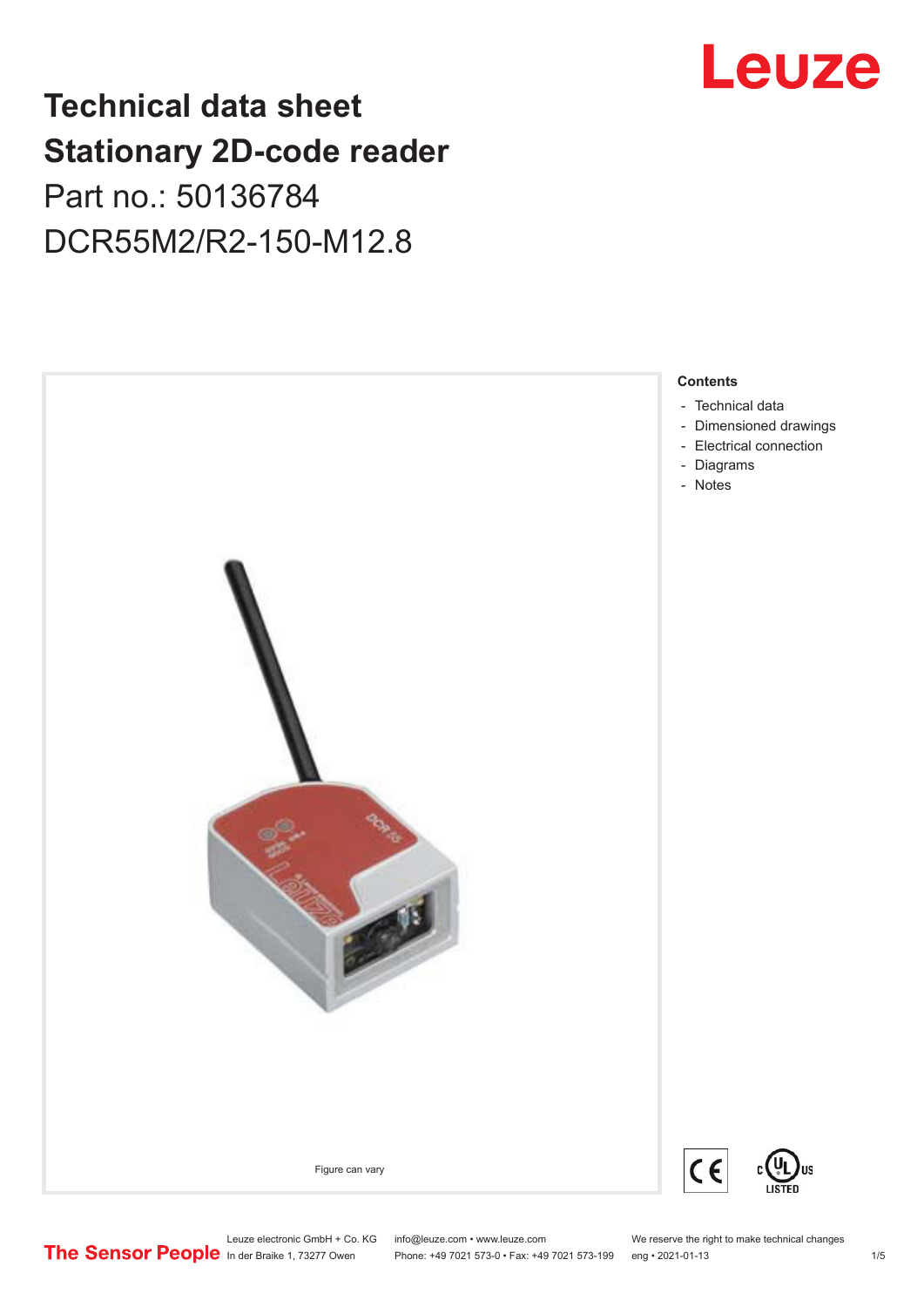# Technical data sheet
# Stationary 2D-code reader

Part no.: 50136784

DCR55M2/R2-150-M12.8

Figure can vary

**Contents**

- Technical data
- Dimensioned drawings
- Electrical connection
- Diagrams
- Notes

Leuze electronic GmbH + Co. KG
In der Braike 1, 73277 Owen

info@leuze.com • www.leuze.com
Phone: +49 7021 573-0 • Fax: +49 7021 573-199

We reserve the right to make technical changes
eng • 2021-01-13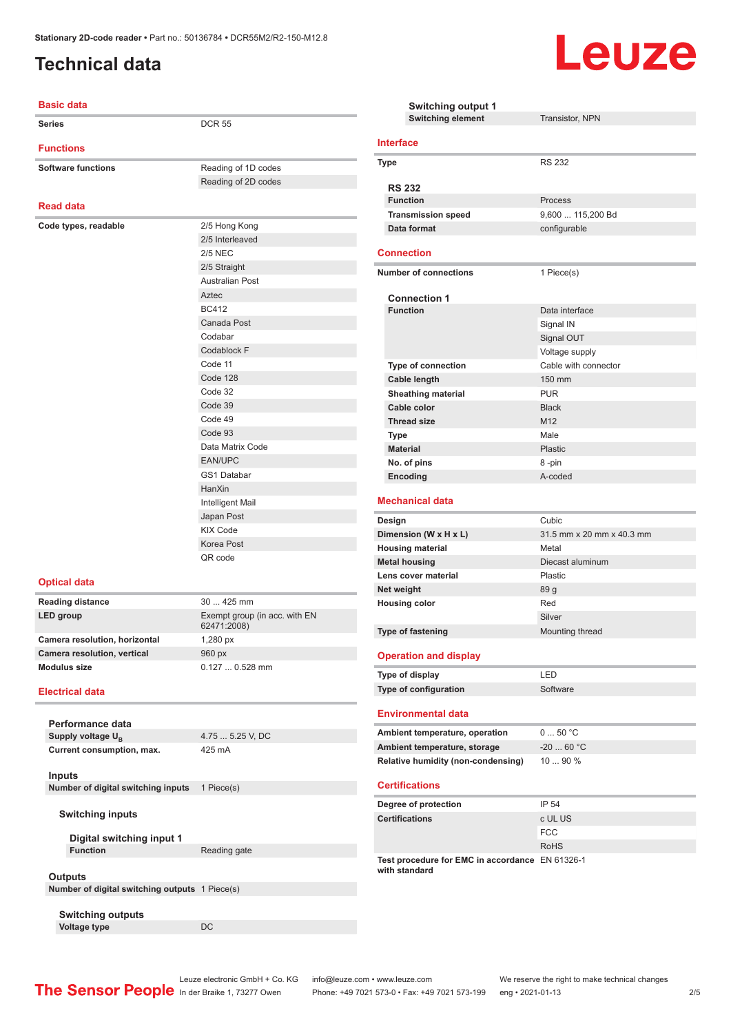# Technical data

## Basic data

| | |
|---|---|
| Series | DCR 55 |

## Functions

| | |
|---|---|
| Software functions | Reading of 1D codes |
| | Reading of 2D codes |

## Read data

| | |
|---|---|
| Code types, readable | 2/5 Hong Kong |
| | 2/5 Interleaved |
| | 2/5 NEC |
| | 2/5 Straight |
| | Australian Post |
| | Aztec |
| | BC412 |
| | Canada Post |
| | Codabar |
| | Codablock F |
| | Code 11 |
| | Code 128 |
| | Code 32 |
| | Code 39 |
| | Code 49 |
| | Code 93 |
| | Data Matrix Code |
| | EAN/UPC |
| | GS1 Databar |
| | HanXin |
| | Intelligent Mail |
| | Japan Post |
| | KIX Code |
| | Korea Post |
| | QR code |

## Optical data

| | |
|---|---|
| Reading distance | 30 ... 425 mm |
| LED group | Exempt group (in acc. with EN 62471:2008) |
| Camera resolution, horizontal | 1,280 px |
| Camera resolution, vertical | 960 px |
| Modulus size | 0.127 ... 0.528 mm |

## Electrical data

### Performance data

| | |
|---|---|
| Supply voltage $U_B$ | 4.75 ... 5.25 V, DC |
| Current consumption, max. | 425 mA |

### Inputs

| | |
|---|---|
| Number of digital switching inputs | 1 Piece(s) |

#### Switching inputs

##### Digital switching input 1

| | |
|---|---|
| Function | Reading gate |

### Outputs

| | |
|---|---|
| Number of digital switching outputs | 1 Piece(s) |

#### Switching outputs

| | |
|---|---|
| Voltage type | DC |

##### Switching output 1

| | |
|---|---|
| Switching element | Transistor, NPN |

## Interface

| | |
|---|---|
| Type | RS 232 |

### RS 232

| | |
|---|---|
| Function | Process |
| Transmission speed | 9,600 ... 115,200 Bd |
| Data format | configurable |

## Connection

| | |
|---|---|
| Number of connections | 1 Piece(s) |

### Connection 1

| | |
|---|---|
| Function | Data interface |
| | Signal IN |
| | Signal OUT |
| | Voltage supply |
| Type of connection | Cable with connector |
| Cable length | 150 mm |
| Sheathing material | PUR |
| Cable color | Black |
| Thread size | M12 |
| Type | Male |
| Material | Plastic |
| No. of pins | 8 -pin |
| Encoding | A-coded |

## Mechanical data

| | |
|---|---|
| Design | Cubic |
| Dimension (W x H x L) | 31.5 mm x 20 mm x 40.3 mm |
| Housing material | Metal |
| Metal housing | Diecast aluminum |
| Lens cover material | Plastic |
| Net weight | 89 g |
| Housing color | Red |
| | Silver |
| Type of fastening | Mounting thread |

## Operation and display

| | |
|---|---|
| Type of display | LED |
| Type of configuration | Software |

## Environmental data

| | |
|---|---|
| Ambient temperature, operation | 0 ... 50 °C |
| Ambient temperature, storage | -20 ... 60 °C |
| Relative humidity (non-condensing) | 10 ... 90 % |

## Certifications

| | |
|---|---|
| Degree of protection | IP 54 |
| Certifications | c UL US |
| | FCC |
| | RoHS |
| Test procedure for EMC in accordance with standard | EN 61326-1 |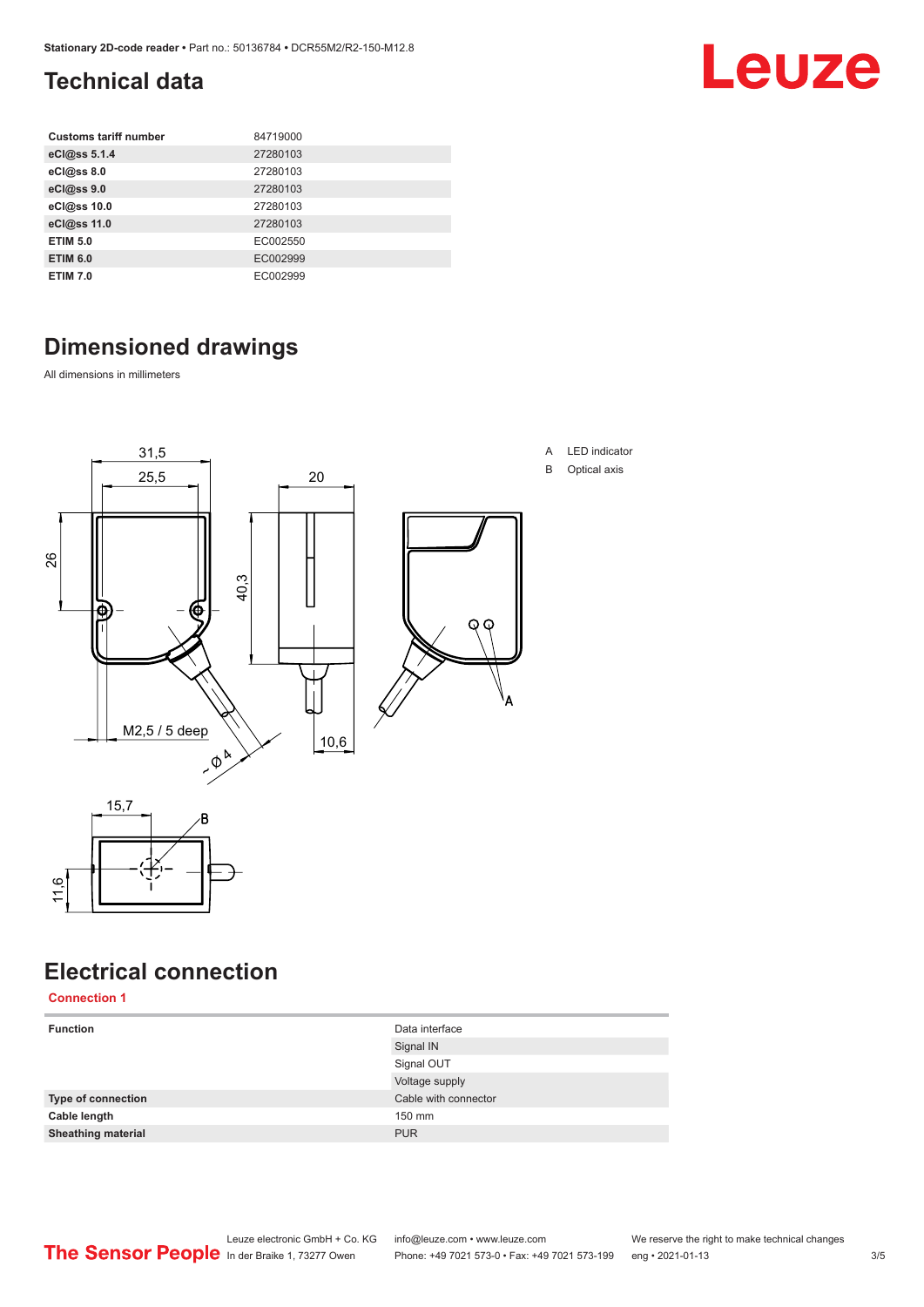## Technical data

| Customs tariff number | 84719000 |
|---|---|
| eCl@ss 5.1.4 | 27280103 |
| eCl@ss 8.0 | 27280103 |
| eCl@ss 9.0 | 27280103 |
| eCl@ss 10.0 | 27280103 |
| eCl@ss 11.0 | 27280103 |
| ETIM 5.0 | EC002550 |
| ETIM 6.0 | EC002999 |
| ETIM 7.0 | EC002999 |

## Dimensioned drawings

All dimensions in millimeters

A LED indicator

B Optical axis

## Electrical connection

### Connection 1

| Function | Data interface |
|---|---|
| | Signal IN |
| | Signal OUT |
| | Voltage supply |
| Type of connection | Cable with connector |
| Cable length | 150 mm |
| Sheathing material | PUR |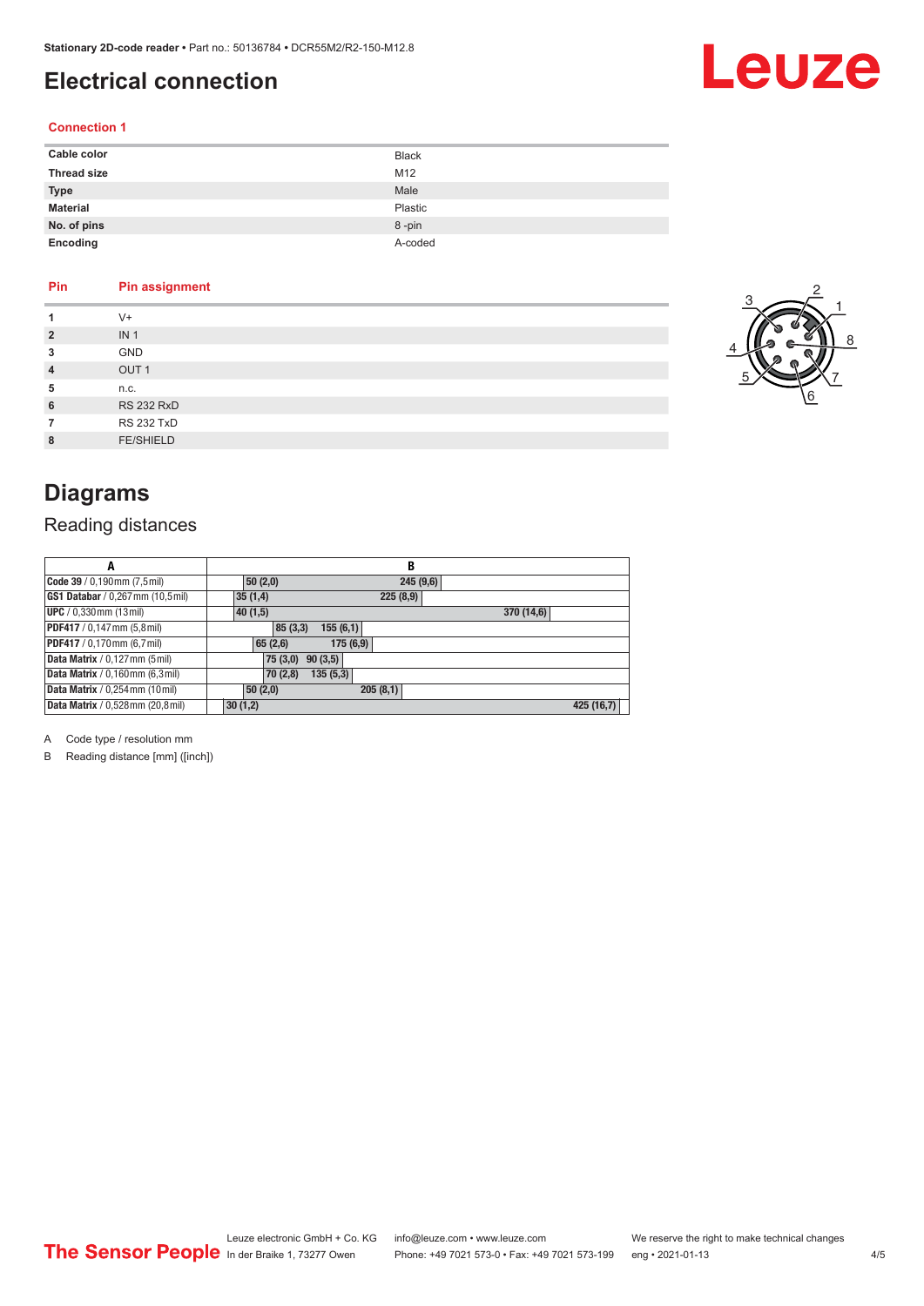# Electrical connection

### Connection 1

| | |
|---|---|
| **Cable color** | Black |
| **Thread size** | M12 |
| **Type** | Male |
| **Material** | Plastic |
| **No. of pins** | 8 -pin |
| **Encoding** | A-coded |

| Pin | Pin assignment |
|---|---|
| **1** | V+ |
| **2** | IN 1 |
| **3** | GND |
| **4** | OUT 1 |
| **5** | n.c. |
| **6** | RS 232 RxD |
| **7** | RS 232 TxD |
| **8** | FE/SHIELD |

# Diagrams

## Reading distances

| A | B | |
|---|---|---|
| **Code 39** / 0,190 mm (7,5 mil) | 50 (2,0) | 245 (9,6) |
| **GS1 Databar** / 0,267 mm (10,5 mil) | 35 (1,4) | 225 (8,9) |
| **UPC** / 0,330 mm (13 mil) | 40 (1,5) | 370 (14,6) |
| **PDF417** / 0,147 mm (5,8 mil) | 85 (3,3) | 155 (6,1) |
| **PDF417** / 0,170 mm (6,7 mil) | 65 (2,6) | 175 (6,9) |
| **Data Matrix** / 0,127 mm (5 mil) | 75 (3,0) | 90 (3,5) |
| **Data Matrix** / 0,160 mm (6,3 mil) | 70 (2,8) | 135 (5,3) |
| **Data Matrix** / 0,254 mm (10 mil) | 50 (2,0) | 205 (8,1) |
| **Data Matrix** / 0,528 mm (20,8 mil) | 30 (1,2) | 425 (16,7) |

A Code type / resolution mm

B Reading distance [mm] ([inch])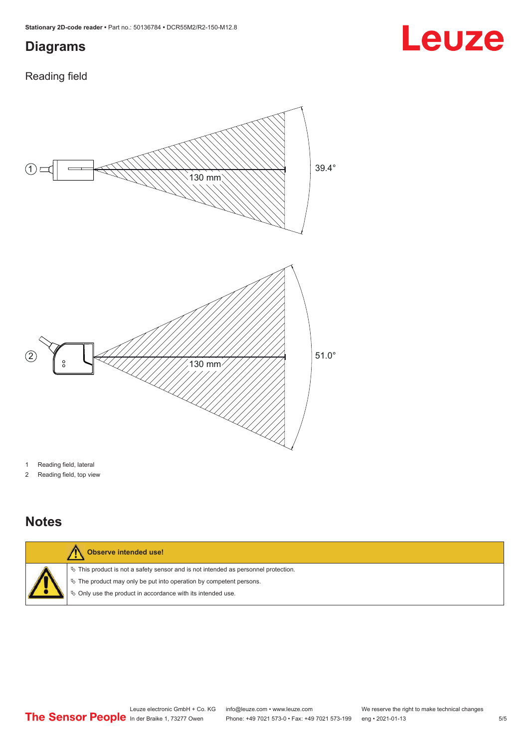## Diagrams

### Reading field

1

130 mm

39.4°

2

130 mm

51.0°

1 Reading field, lateral
2 Reading field, top view

## Notes

| | **Observe intended use!** |
|---|---|
| | ✎ This product is not a safety sensor and is not intended as personnel protection.<br>✎ The product may only be put into operation by competent persons.<br>✎ Only use the product in accordance with its intended use. |